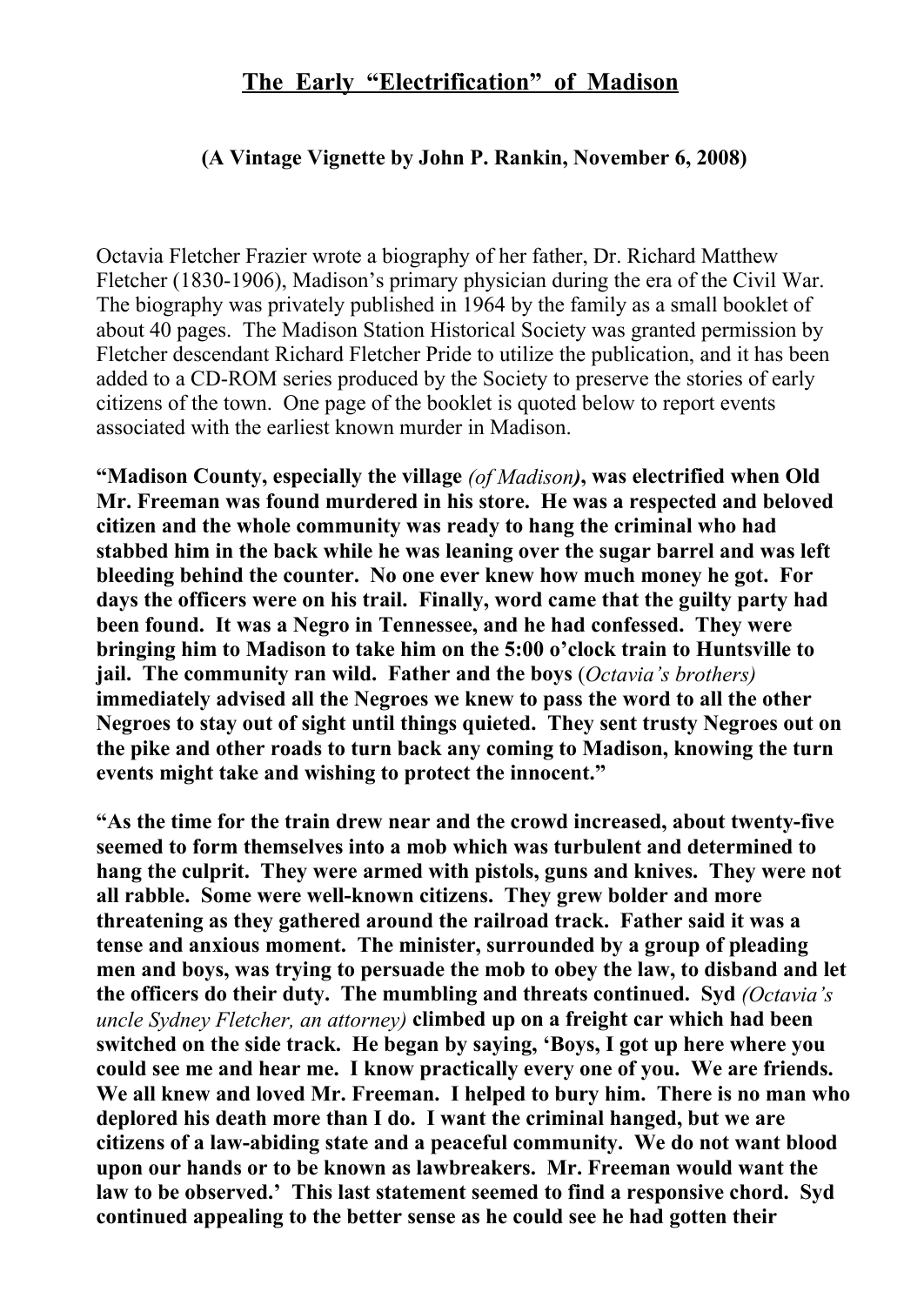# The Early "Electrification" of Madison

**(A Vintage Vignette by John P. Rankin, November 6, 2008)**

Octavia Fletcher Frazier wrote a biography of her father, Dr. Richard Matthew Fletcher (1830-1906), Madison's primary physician during the era of the Civil War. The biography was privately published in 1964 by the family as a small booklet of about 40 pages. The Madison Station Historical Society was granted permission by Fletcher descendant Richard Fletcher Pride to utilize the publication, and it has been added to a CD-ROM series produced by the Society to preserve the stories of early citizens of the town. One page of the booklet is quoted below to report events associated with the earliest known murder in Madison.

**"Madison County, especially the village** *(of Madison)***, was electrified when Old Mr. Freeman was found murdered in his store. He was a respected and beloved citizen and the whole community was ready to hang the criminal who had stabbed him in the back while he was leaning over the sugar barrel and was left bleeding behind the counter. No one ever knew how much money he got. For days the officers were on his trail. Finally, word came that the guilty party had been found. It was a Negro in Tennessee, and he had confessed. They were bringing him to Madison to take him on the 5:00 o'clock train to Huntsville to jail. The community ran wild. Father and the boys** (*Octavia's brothers)* **immediately advised all the Negroes we knew to pass the word to all the other Negroes to stay out of sight until things quieted. They sent trusty Negroes out on the pike and other roads to turn back any coming to Madison, knowing the turn events might take and wishing to protect the innocent."**

**"As the time for the train drew near and the crowd increased, about twenty-five seemed to form themselves into a mob which was turbulent and determined to hang the culprit. They were armed with pistols, guns and knives. They were not all rabble. Some were well-known citizens. They grew bolder and more threatening as they gathered around the railroad track. Father said it was a tense and anxious moment. The minister, surrounded by a group of pleading men and boys, was trying to persuade the mob to obey the law, to disband and let the officers do their duty. The mumbling and threats continued. Syd** *(Octavia's uncle Sydney Fletcher, an attorney)* **climbed up on a freight car which had been switched on the side track. He began by saying, 'Boys, I got up here where you could see me and hear me. I know practically every one of you. We are friends. We all knew and loved Mr. Freeman. I helped to bury him. There is no man who deplored his death more than I do. I want the criminal hanged, but we are citizens of a law-abiding state and a peaceful community. We do not want blood upon our hands or to be known as lawbreakers. Mr. Freeman would want the law to be observed.' This last statement seemed to find a responsive chord. Syd continued appealing to the better sense as he could see he had gotten their**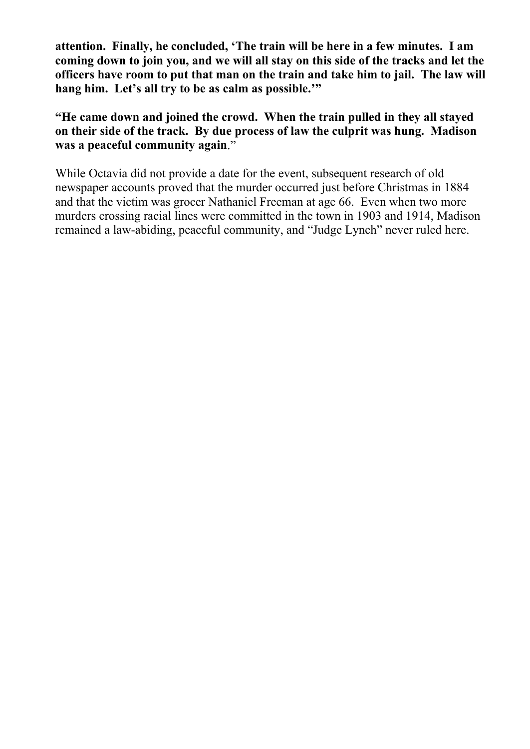**attention. Finally, he concluded, 'The train will be here in a few minutes. I am coming down to join you, and we will all stay on this side of the tracks and let the officers have room to put that man on the train and take him to jail. The law will hang him. Let's all try to be as calm as possible.'"**

**"He came down and joined the crowd. When the train pulled in they all stayed on their side of the track. By due process of law the culprit was hung. Madison was a peaceful community again**."

While Octavia did not provide a date for the event, subsequent research of old newspaper accounts proved that the murder occurred just before Christmas in 1884 and that the victim was grocer Nathaniel Freeman at age 66. Even when two more murders crossing racial lines were committed in the town in 1903 and 1914, Madison remained a law-abiding, peaceful community, and "Judge Lynch" never ruled here.